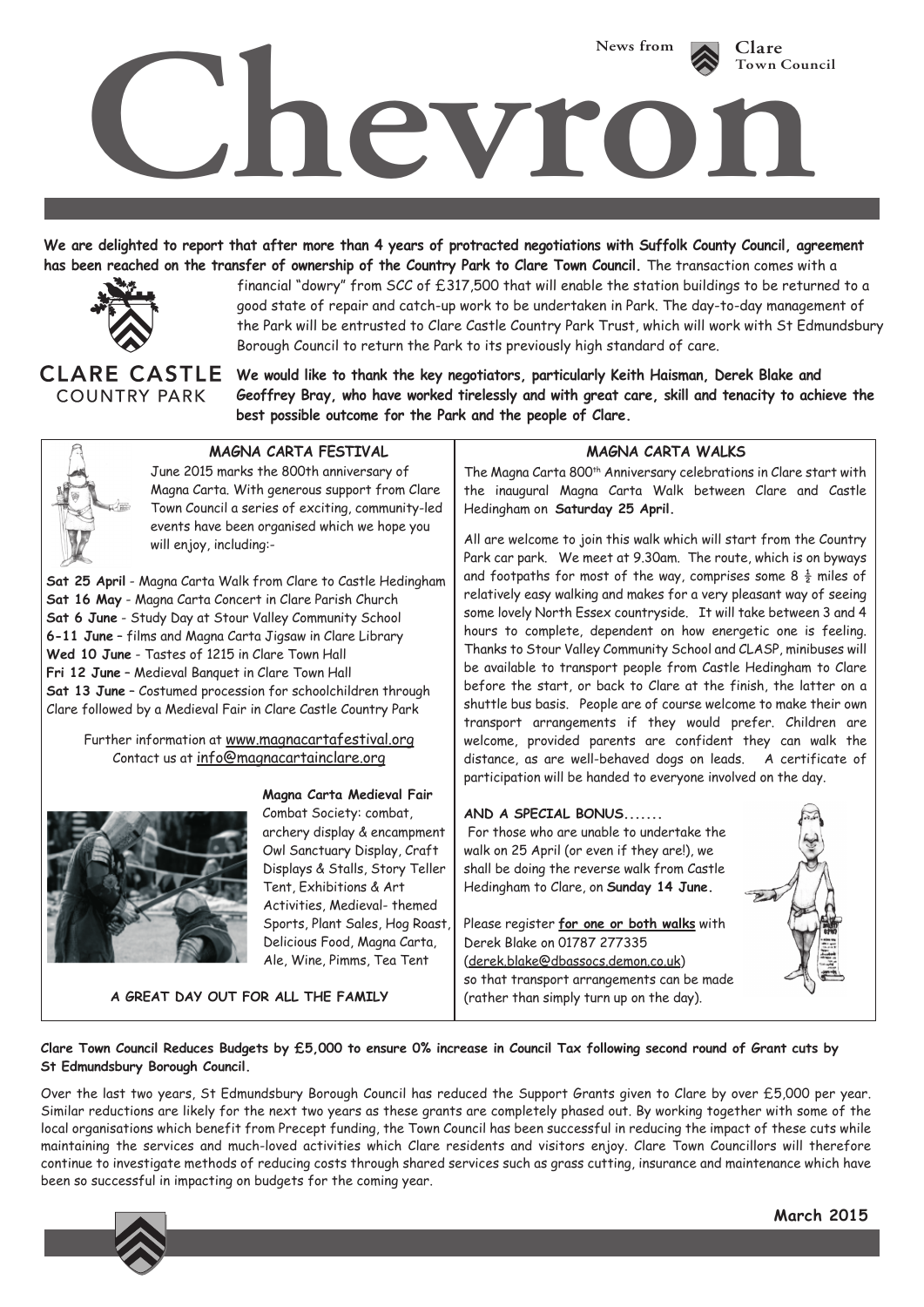News from Clare Town Council

# Chevron

**We are delighted to report that after more than 4 years of protracted negotiations with Suffolk County Council, agreement has been reached on the transfer of ownership of the Country Park to Clare Town Council.** The transaction comes with a financial "dowry" from SCC of £317,500 that will enable the station buildings to be returned to a good state of repair and catch-up work to be undertaken in Park. The day-to-day management of the Park will be entrusted to Clare Castle Country Park Trust, which will work with St Edmundsbury Borough Council to return the Park to its previously high standard of care.

CLARE CASTLE COUNTRY PARK

**We would like to thank the key negotiators, particularly Keith Haisman, Derek Blake and Geoffrey Bray, who have worked tirelessly and with great care, skill and tenacity to achieve the best possible outcome for the Park and the people of Clare.**

## MAGNA CARTA FESTIVAL

June 2015 marks the 800th anniversary of Magna Carta. With generous support from Clare Town Council a series of exciting, community-led events have been organised which we hope you will enjoy, including:-

**Sat 25 April** - Magna Carta Walk from Clare to Castle Hedingham
**Sat 16 May** - Magna Carta Concert in Clare Parish Church
**Sat 6 June** - Study Day at Stour Valley Community School
**6-11 June** – films and Magna Carta Jigsaw in Clare Library
**Wed 10 June** - Tastes of 1215 in Clare Town Hall
**Fri 12 June** – Medieval Banquet in Clare Town Hall
**Sat 13 June** – Costumed procession for schoolchildren through Clare followed by a Medieval Fair in Clare Castle Country Park

Further information at www.magnacartafestival.org
Contact us at info@magnacartainclare.org

**Magna Carta Medieval Fair**
Combat Society: combat, archery display & encampment Owl Sanctuary Display, Craft Displays & Stalls, Story Teller Tent, Exhibitions & Art Activities, Medieval- themed Sports, Plant Sales, Hog Roast, Delicious Food, Magna Carta, Ale, Wine, Pimms, Tea Tent

**A GREAT DAY OUT FOR ALL THE FAMILY**

## MAGNA CARTA WALKS

The Magna Carta 800th Anniversary celebrations in Clare start with the inaugural Magna Carta Walk between Clare and Castle Hedingham on **Saturday 25 April.**

All are welcome to join this walk which will start from the Country Park car park. We meet at 9.30am. The route, which is on byways and footpaths for most of the way, comprises some 8 ½ miles of relatively easy walking and makes for a very pleasant way of seeing some lovely North Essex countryside. It will take between 3 and 4 hours to complete, dependent on how energetic one is feeling. Thanks to Stour Valley Community School and CLASP, minibuses will be available to transport people from Castle Hedingham to Clare before the start, or back to Clare at the finish, the latter on a shuttle bus basis. People are of course welcome to make their own transport arrangements if they would prefer. Children are welcome, provided parents are confident they can walk the distance, as are well-behaved dogs on leads. A certificate of participation will be handed to everyone involved on the day.

**AND A SPECIAL BONUS.......**
For those who are unable to undertake the walk on 25 April (or even if they are!), we shall be doing the reverse walk from Castle Hedingham to Clare, on **Sunday 14 June.**

Please register **for one or both walks** with Derek Blake on 01787 277335 (derek.blake@dbassocs.demon.co.uk) so that transport arrangements can be made (rather than simply turn up on the day).

**Clare Town Council Reduces Budgets by £5,000 to ensure 0% increase in Council Tax following second round of Grant cuts by St Edmundsbury Borough Council.**

Over the last two years, St Edmundsbury Borough Council has reduced the Support Grants given to Clare by over £5,000 per year. Similar reductions are likely for the next two years as these grants are completely phased out. By working together with some of the local organisations which benefit from Precept funding, the Town Council has been successful in reducing the impact of these cuts while maintaining the services and much-loved activities which Clare residents and visitors enjoy. Clare Town Councillors will therefore continue to investigate methods of reducing costs through shared services such as grass cutting, insurance and maintenance which have been so successful in impacting on budgets for the coming year.

**March 2015**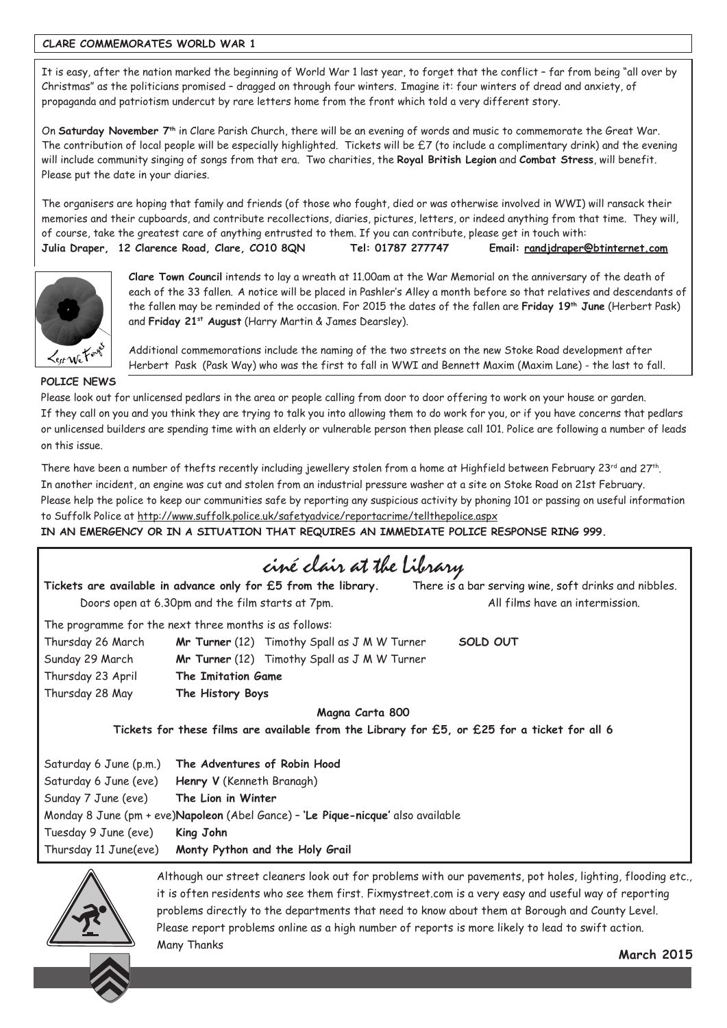## CLARE COMMEMORATES WORLD WAR 1

It is easy, after the nation marked the beginning of World War 1 last year, to forget that the conflict – far from being "all over by Christmas" as the politicians promised – dragged on through four winters. Imagine it: four winters of dread and anxiety, of propaganda and patriotism undercut by rare letters home from the front which told a very different story.

On **Saturday November 7th** in Clare Parish Church, there will be an evening of words and music to commemorate the Great War. The contribution of local people will be especially highlighted. Tickets will be £7 (to include a complimentary drink) and the evening will include community singing of songs from that era. Two charities, the **Royal British Legion** and **Combat Stress**, will benefit. Please put the date in your diaries.

The organisers are hoping that family and friends (of those who fought, died or was otherwise involved in WWI) will ransack their memories and their cupboards, and contribute recollections, diaries, pictures, letters, or indeed anything from that time. They will, of course, take the greatest care of anything entrusted to them. If you can contribute, please get in touch with:

**Julia Draper, 12 Clarence Road, Clare, CO10 8QN Tel: 01787 277747 Email: randjdraper@btinternet.com**

Lest We Forget

**Clare Town Council** intends to lay a wreath at 11.00am at the War Memorial on the anniversary of the death of each of the 33 fallen. A notice will be placed in Pashler's Alley a month before so that relatives and descendants of the fallen may be reminded of the occasion. For 2015 the dates of the fallen are **Friday 19th June** (Herbert Pask) and **Friday 21st August** (Harry Martin & James Dearsley).

Additional commemorations include the naming of the two streets on the new Stoke Road development after Herbert Pask (Pask Way) who was the first to fall in WWI and Bennett Maxim (Maxim Lane) - the last to fall.

## POLICE NEWS

Please look out for unlicensed pedlars in the area or people calling from door to door offering to work on your house or garden. If they call on you and you think they are trying to talk you into allowing them to do work for you, or if you have concerns that pedlars or unlicensed builders are spending time with an elderly or vulnerable person then please call 101. Police are following a number of leads on this issue.

There have been a number of thefts recently including jewellery stolen from a home at Highfield between February 23rd and 27th. In another incident, an engine was cut and stolen from an industrial pressure washer at a site on Stoke Road on 21st February. Please help the police to keep our communities safe by reporting any suspicious activity by phoning 101 or passing on useful information to Suffolk Police at http://www.suffolk.police.uk/safetyadvice/reportacrime/tellthepolice.aspx

**IN AN EMERGENCY OR IN A SITUATION THAT REQUIRES AN IMMEDIATE POLICE RESPONSE RING 999.**

## ciné clair at the Library

**Tickets are available in advance only for £5 from the library.** There is a bar serving wine, soft drinks and nibbles.

Doors open at 6.30pm and the film starts at 7pm. All films have an intermission.

The programme for the next three months is as follows:

| | | |
|---|---|---|
| Thursday 26 March | **Mr Turner** (12) Timothy Spall as J M W Turner | **SOLD OUT** |
| Sunday 29 March | **Mr Turner** (12) Timothy Spall as J M W Turner | |
| Thursday 23 April | **The Imitation Game** | |
| Thursday 28 May | **The History Boys** | |

**Magna Carta 800**

**Tickets for these films are available from the Library for £5, or £25 for a ticket for all 6**

| | |
|---|---|
| Saturday 6 June (p.m.) | **The Adventures of Robin Hood** |
| Saturday 6 June (eve) | **Henry V** (Kenneth Branagh) |
| Sunday 7 June (eve) | **The Lion in Winter** |
| Monday 8 June (pm + eve) | **Napoleon** (Abel Gance) – **'Le Pique-nicque'** also available |
| Tuesday 9 June (eve) | **King John** |
| Thursday 11 June(eve) | **Monty Python and the Holy Grail** |

Although our street cleaners look out for problems with our pavements, pot holes, lighting, flooding etc., it is often residents who see them first. Fixmystreet.com is a very easy and useful way of reporting problems directly to the departments that need to know about them at Borough and County Level. Please report problems online as a high number of reports is more likely to lead to swift action. Many Thanks

**March 2015**